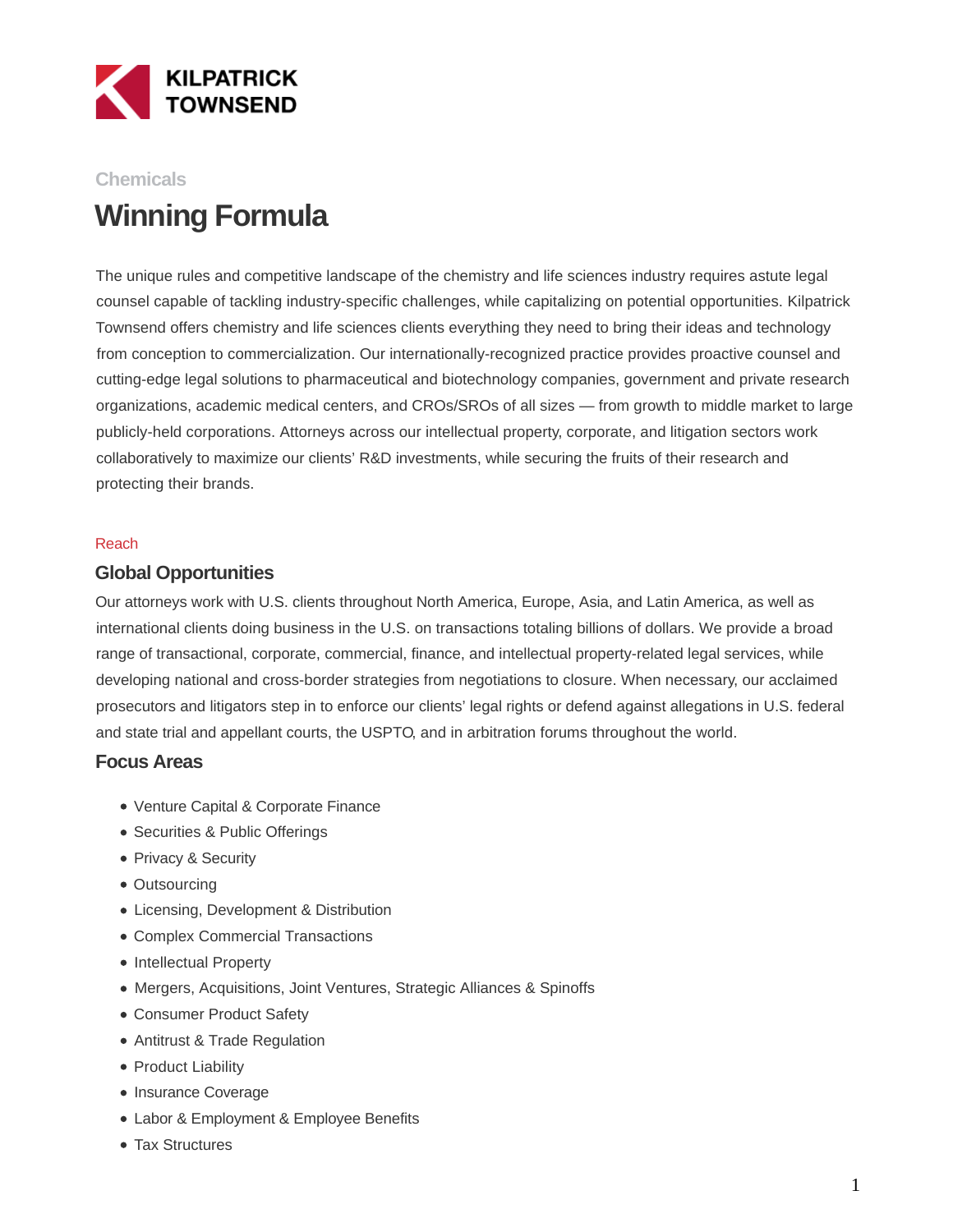KILPATRICK TOWNSEND

Chemicals

# Winning Formula

The unique rules and competitive landscape of the chemistry and life sciences industry requires astute legal counsel capable of tackling industry-specific challenges, while capitalizing on potential opportunities. Kilpatrick Townsend offers chemistry and life sciences clients everything they need to bring their ideas and technology from conception to commercialization. Our internationally-recognized practice provides proactive counsel and cutting-edge legal solutions to pharmaceutical and biotechnology companies, government and private research organizations, academic medical centers, and CROs/SROs of all sizes — from growth to middle market to large publicly-held corporations. Attorneys across our intellectual property, corporate, and litigation sectors work collaboratively to maximize our clients' R&D investments, while securing the fruits of their research and protecting their brands.

Reach

## Global Opportunities

Our attorneys work with U.S. clients throughout North America, Europe, Asia, and Latin America, as well as international clients doing business in the U.S. on transactions totaling billions of dollars. We provide a broad range of transactional, corporate, commercial, finance, and intellectual property-related legal services, while developing national and cross-border strategies from negotiations to closure. When necessary, our acclaimed prosecutors and litigators step in to enforce our clients' legal rights or defend against allegations in U.S. federal and state trial and appellant courts, the USPTO, and in arbitration forums throughout the world.

## Focus Areas

- Venture Capital & Corporate Finance
- Securities & Public Offerings
- Privacy & Security
- Outsourcing
- Licensing, Development & Distribution
- Complex Commercial Transactions
- Intellectual Property
- Mergers, Acquisitions, Joint Ventures, Strategic Alliances & Spinoffs
- Consumer Product Safety
- Antitrust & Trade Regulation
- Product Liability
- Insurance Coverage
- Labor & Employment & Employee Benefits
- Tax Structures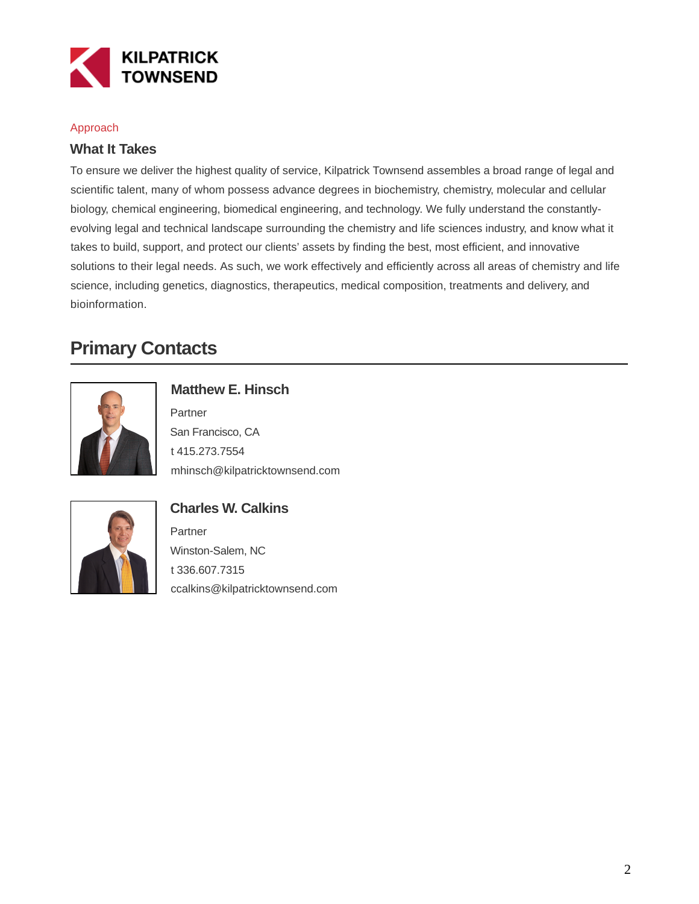Approach

### What It Takes

To ensure we deliver the highest quality of service, Kilpatrick Townsend assembles a broad range of legal and scientific talent, many of whom possess advance degrees in biochemistry, chemistry, molecular and cellular biology, chemical engineering, biomedical engineering, and technology. We fully understand the constantly-evolving legal and technical landscape surrounding the chemistry and life sciences industry, and know what it takes to build, support, and protect our clients' assets by finding the best, most efficient, and innovative solutions to their legal needs. As such, we work effectively and efficiently across all areas of chemistry and life science, including genetics, diagnostics, therapeutics, medical composition, treatments and delivery, and bioinformation.

## Primary Contacts

### Matthew E. Hinsch

Partner

San Francisco, CA

t 415.273.7554

mhinsch@kilpatricktownsend.com

### Charles W. Calkins

Partner

Winston-Salem, NC

t 336.607.7315

ccalkins@kilpatricktownsend.com